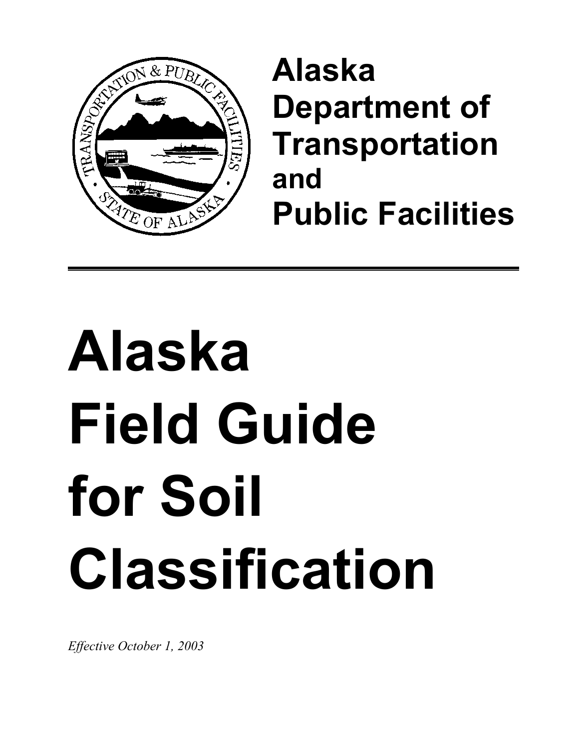Alaska Department of Transportation and Public Facilities

---

# Alaska Field Guide for Soil Classification

*Effective October 1, 2003*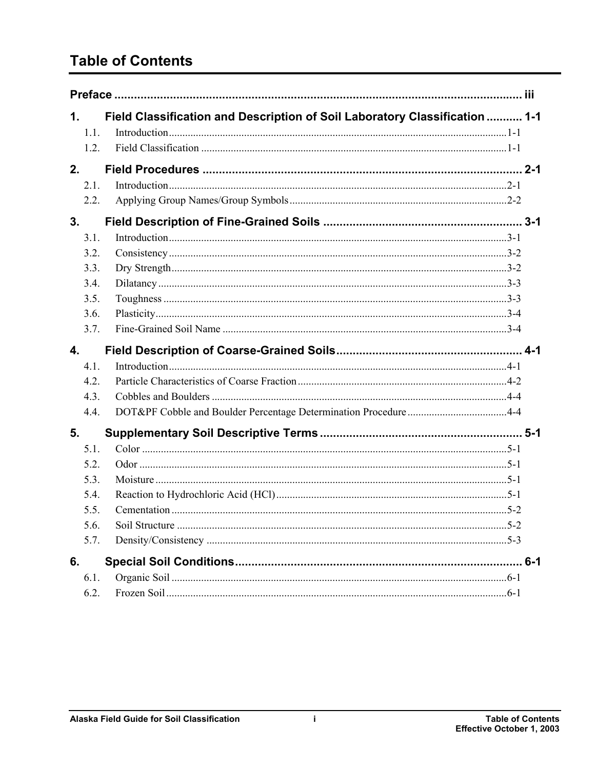# Table of Contents

**Preface** ..... iii

**1. Field Classification and Description of Soil Laboratory Classification** ..... 1-1

- 1.1. Introduction ..... 1-1
- 1.2. Field Classification ..... 1-1

**2. Field Procedures** ..... 2-1

- 2.1. Introduction ..... 2-1
- 2.2. Applying Group Names/Group Symbols ..... 2-2

**3. Field Description of Fine-Grained Soils** ..... 3-1

- 3.1. Introduction ..... 3-1
- 3.2. Consistency ..... 3-2
- 3.3. Dry Strength ..... 3-2
- 3.4. Dilatancy ..... 3-3
- 3.5. Toughness ..... 3-3
- 3.6. Plasticity ..... 3-4
- 3.7. Fine-Grained Soil Name ..... 3-4

**4. Field Description of Coarse-Grained Soils** ..... 4-1

- 4.1. Introduction ..... 4-1
- 4.2. Particle Characteristics of Coarse Fraction ..... 4-2
- 4.3. Cobbles and Boulders ..... 4-4
- 4.4. DOT&PF Cobble and Boulder Percentage Determination Procedure ..... 4-4

**5. Supplementary Soil Descriptive Terms** ..... 5-1

- 5.1. Color ..... 5-1
- 5.2. Odor ..... 5-1
- 5.3. Moisture ..... 5-1
- 5.4. Reaction to Hydrochloric Acid (HCl) ..... 5-1
- 5.5. Cementation ..... 5-2
- 5.6. Soil Structure ..... 5-2
- 5.7. Density/Consistency ..... 5-3

**6. Special Soil Conditions** ..... 6-1

- 6.1. Organic Soil ..... 6-1
- 6.2. Frozen Soil ..... 6-1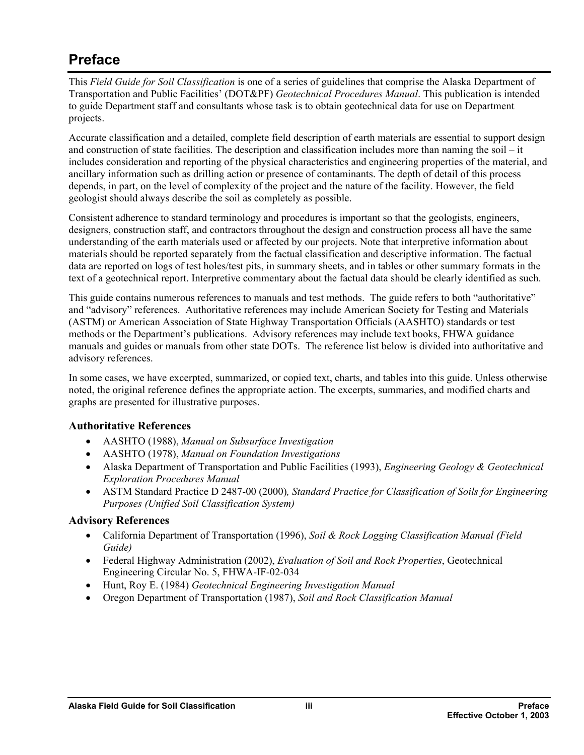# Preface

This *Field Guide for Soil Classification* is one of a series of guidelines that comprise the Alaska Department of Transportation and Public Facilities' (DOT&PF) *Geotechnical Procedures Manual*. This publication is intended to guide Department staff and consultants whose task is to obtain geotechnical data for use on Department projects.

Accurate classification and a detailed, complete field description of earth materials are essential to support design and construction of state facilities. The description and classification includes more than naming the soil – it includes consideration and reporting of the physical characteristics and engineering properties of the material, and ancillary information such as drilling action or presence of contaminants. The depth of detail of this process depends, in part, on the level of complexity of the project and the nature of the facility. However, the field geologist should always describe the soil as completely as possible.

Consistent adherence to standard terminology and procedures is important so that the geologists, engineers, designers, construction staff, and contractors throughout the design and construction process all have the same understanding of the earth materials used or affected by our projects. Note that interpretive information about materials should be reported separately from the factual classification and descriptive information. The factual data are reported on logs of test holes/test pits, in summary sheets, and in tables or other summary formats in the text of a geotechnical report. Interpretive commentary about the factual data should be clearly identified as such.

This guide contains numerous references to manuals and test methods. The guide refers to both "authoritative" and "advisory" references. Authoritative references may include American Society for Testing and Materials (ASTM) or American Association of State Highway Transportation Officials (AASHTO) standards or test methods or the Department's publications. Advisory references may include text books, FHWA guidance manuals and guides or manuals from other state DOTs. The reference list below is divided into authoritative and advisory references.

In some cases, we have excerpted, summarized, or copied text, charts, and tables into this guide. Unless otherwise noted, the original reference defines the appropriate action. The excerpts, summaries, and modified charts and graphs are presented for illustrative purposes.

### Authoritative References

- AASHTO (1988), *Manual on Subsurface Investigation*
- AASHTO (1978), *Manual on Foundation Investigations*
- Alaska Department of Transportation and Public Facilities (1993), *Engineering Geology & Geotechnical Exploration Procedures Manual*
- ASTM Standard Practice D 2487-00 (2000)*, Standard Practice for Classification of Soils for Engineering Purposes (Unified Soil Classification System)*

### Advisory References

- California Department of Transportation (1996), *Soil & Rock Logging Classification Manual (Field Guide)*
- Federal Highway Administration (2002), *Evaluation of Soil and Rock Properties*, Geotechnical Engineering Circular No. 5, FHWA-IF-02-034
- Hunt, Roy E. (1984) *Geotechnical Engineering Investigation Manual*
- Oregon Department of Transportation (1987), *Soil and Rock Classification Manual*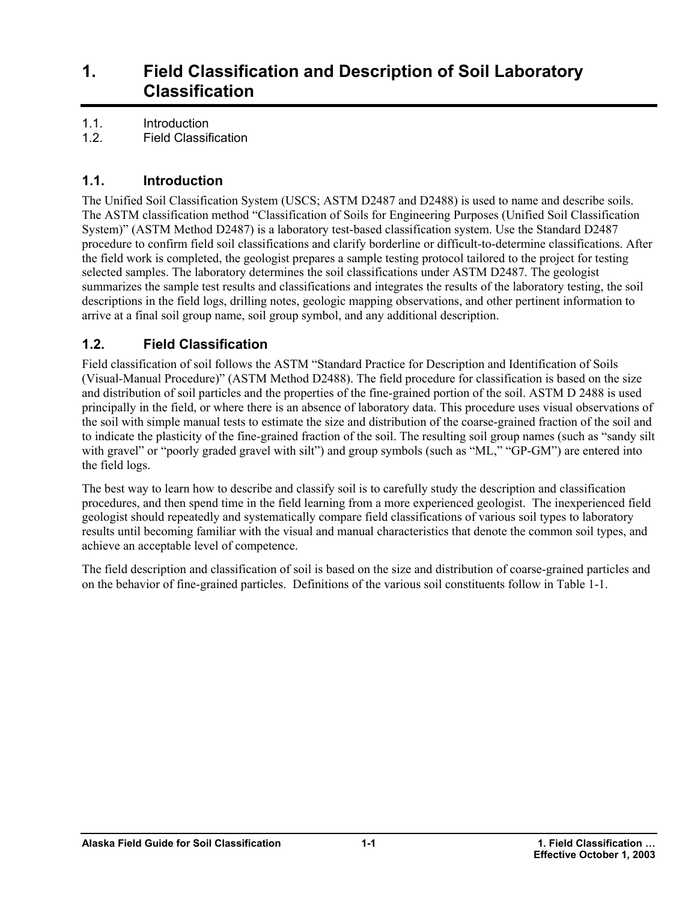# 1. Field Classification and Description of Soil Laboratory Classification

1.1. Introduction
1.2. Field Classification

## 1.1. Introduction

The Unified Soil Classification System (USCS; ASTM D2487 and D2488) is used to name and describe soils. The ASTM classification method “Classification of Soils for Engineering Purposes (Unified Soil Classification System)” (ASTM Method D2487) is a laboratory test-based classification system. Use the Standard D2487 procedure to confirm field soil classifications and clarify borderline or difficult-to-determine classifications. After the field work is completed, the geologist prepares a sample testing protocol tailored to the project for testing selected samples. The laboratory determines the soil classifications under ASTM D2487. The geologist summarizes the sample test results and classifications and integrates the results of the laboratory testing, the soil descriptions in the field logs, drilling notes, geologic mapping observations, and other pertinent information to arrive at a final soil group name, soil group symbol, and any additional description.

## 1.2. Field Classification

Field classification of soil follows the ASTM “Standard Practice for Description and Identification of Soils (Visual-Manual Procedure)” (ASTM Method D2488). The field procedure for classification is based on the size and distribution of soil particles and the properties of the fine-grained portion of the soil. ASTM D 2488 is used principally in the field, or where there is an absence of laboratory data. This procedure uses visual observations of the soil with simple manual tests to estimate the size and distribution of the coarse-grained fraction of the soil and to indicate the plasticity of the fine-grained fraction of the soil. The resulting soil group names (such as “sandy silt with gravel” or “poorly graded gravel with silt”) and group symbols (such as “ML,” “GP-GM”) are entered into the field logs.

The best way to learn how to describe and classify soil is to carefully study the description and classification procedures, and then spend time in the field learning from a more experienced geologist. The inexperienced field geologist should repeatedly and systematically compare field classifications of various soil types to laboratory results until becoming familiar with the visual and manual characteristics that denote the common soil types, and achieve an acceptable level of competence.

The field description and classification of soil is based on the size and distribution of coarse-grained particles and on the behavior of fine-grained particles. Definitions of the various soil constituents follow in Table 1-1.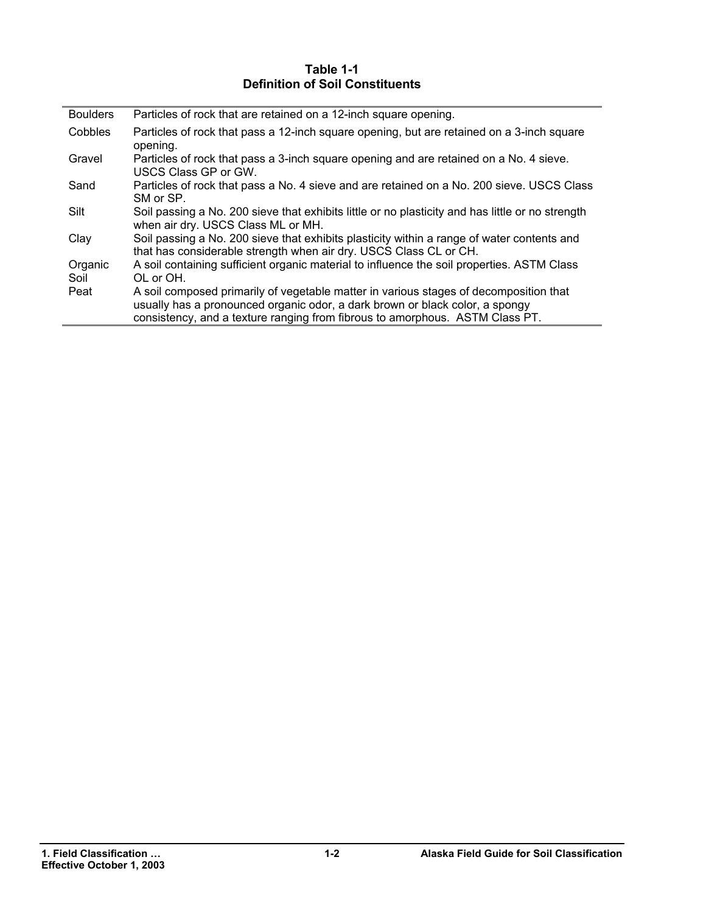**Table 1-1**
**Definition of Soil Constituents**

| | |
|---|---|
| Boulders | Particles of rock that are retained on a 12-inch square opening. |
| Cobbles | Particles of rock that pass a 12-inch square opening, but are retained on a 3-inch square opening. |
| Gravel | Particles of rock that pass a 3-inch square opening and are retained on a No. 4 sieve. USCS Class GP or GW. |
| Sand | Particles of rock that pass a No. 4 sieve and are retained on a No. 200 sieve. USCS Class SM or SP. |
| Silt | Soil passing a No. 200 sieve that exhibits little or no plasticity and has little or no strength when air dry. USCS Class ML or MH. |
| Clay | Soil passing a No. 200 sieve that exhibits plasticity within a range of water contents and that has considerable strength when air dry. USCS Class CL or CH. |
| Organic Soil | A soil containing sufficient organic material to influence the soil properties. ASTM Class OL or OH. |
| Peat | A soil composed primarily of vegetable matter in various stages of decomposition that usually has a pronounced organic odor, a dark brown or black color, a spongy consistency, and a texture ranging from fibrous to amorphous. ASTM Class PT. |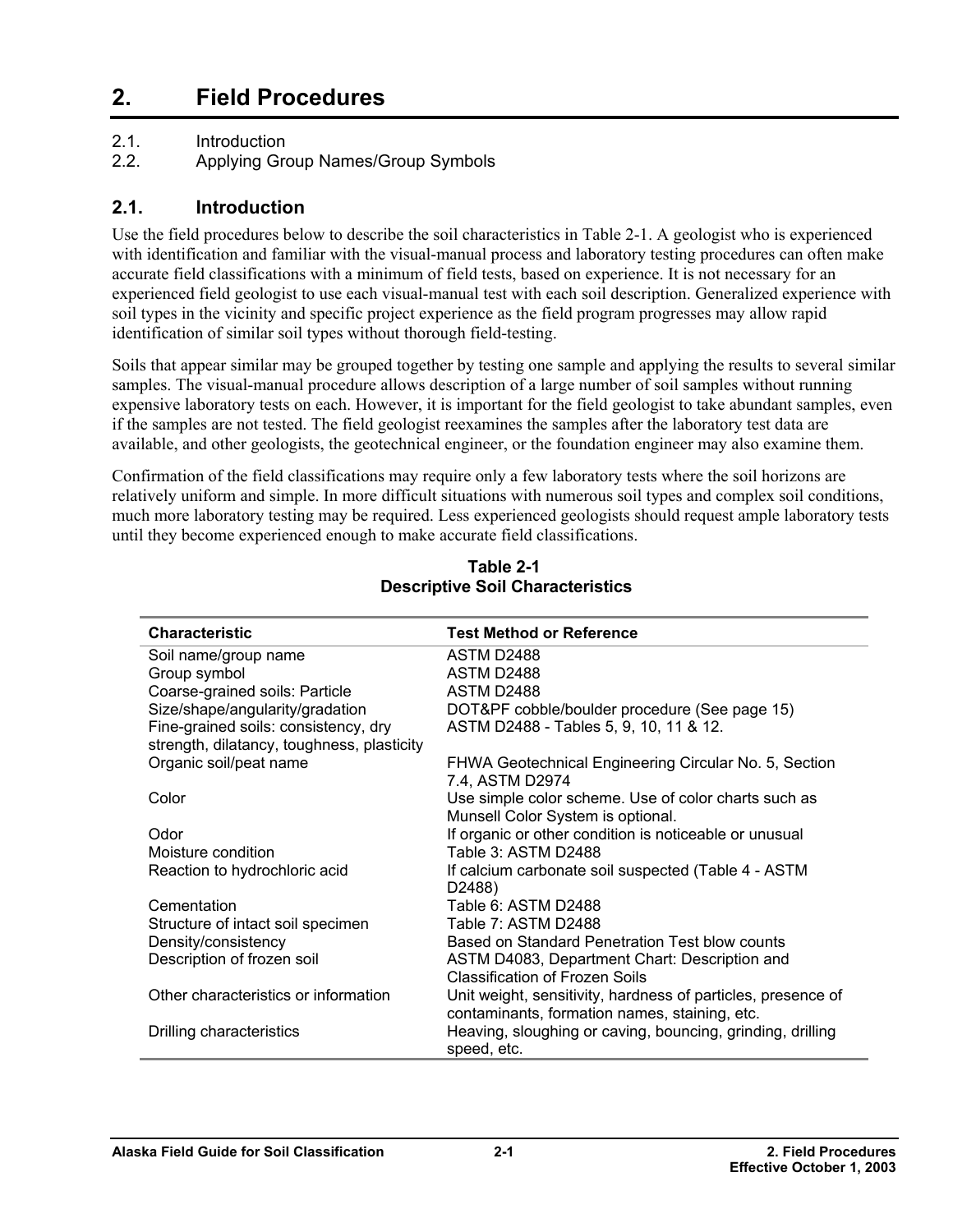# 2. Field Procedures

2.1. Introduction
2.2. Applying Group Names/Group Symbols

## 2.1. Introduction

Use the field procedures below to describe the soil characteristics in Table 2-1. A geologist who is experienced with identification and familiar with the visual-manual process and laboratory testing procedures can often make accurate field classifications with a minimum of field tests, based on experience. It is not necessary for an experienced field geologist to use each visual-manual test with each soil description. Generalized experience with soil types in the vicinity and specific project experience as the field program progresses may allow rapid identification of similar soil types without thorough field-testing.

Soils that appear similar may be grouped together by testing one sample and applying the results to several similar samples. The visual-manual procedure allows description of a large number of soil samples without running expensive laboratory tests on each. However, it is important for the field geologist to take abundant samples, even if the samples are not tested. The field geologist reexamines the samples after the laboratory test data are available, and other geologists, the geotechnical engineer, or the foundation engineer may also examine them.

Confirmation of the field classifications may require only a few laboratory tests where the soil horizons are relatively uniform and simple. In more difficult situations with numerous soil types and complex soil conditions, much more laboratory testing may be required. Less experienced geologists should request ample laboratory tests until they become experienced enough to make accurate field classifications.

**Table 2-1**
**Descriptive Soil Characteristics**

| Characteristic | Test Method or Reference |
|---|---|
| Soil name/group name | ASTM D2488 |
| Group symbol | ASTM D2488 |
| Coarse-grained soils: Particle Size/shape/angularity/gradation | ASTM D2488<br>DOT&PF cobble/boulder procedure (See page 15) |
| Fine-grained soils: consistency, dry strength, dilatancy, toughness, plasticity | ASTM D2488 - Tables 5, 9, 10, 11 & 12. |
| Organic soil/peat name | FHWA Geotechnical Engineering Circular No. 5, Section 7.4, ASTM D2974 |
| Color | Use simple color scheme. Use of color charts such as Munsell Color System is optional. |
| Odor | If organic or other condition is noticeable or unusual |
| Moisture condition | Table 3: ASTM D2488 |
| Reaction to hydrochloric acid | If calcium carbonate soil suspected (Table 4 - ASTM D2488) |
| Cementation | Table 6: ASTM D2488 |
| Structure of intact soil specimen | Table 7: ASTM D2488 |
| Density/consistency | Based on Standard Penetration Test blow counts |
| Description of frozen soil | ASTM D4083, Department Chart: Description and Classification of Frozen Soils |
| Other characteristics or information | Unit weight, sensitivity, hardness of particles, presence of contaminants, formation names, staining, etc. |
| Drilling characteristics | Heaving, sloughing or caving, bouncing, grinding, drilling speed, etc. |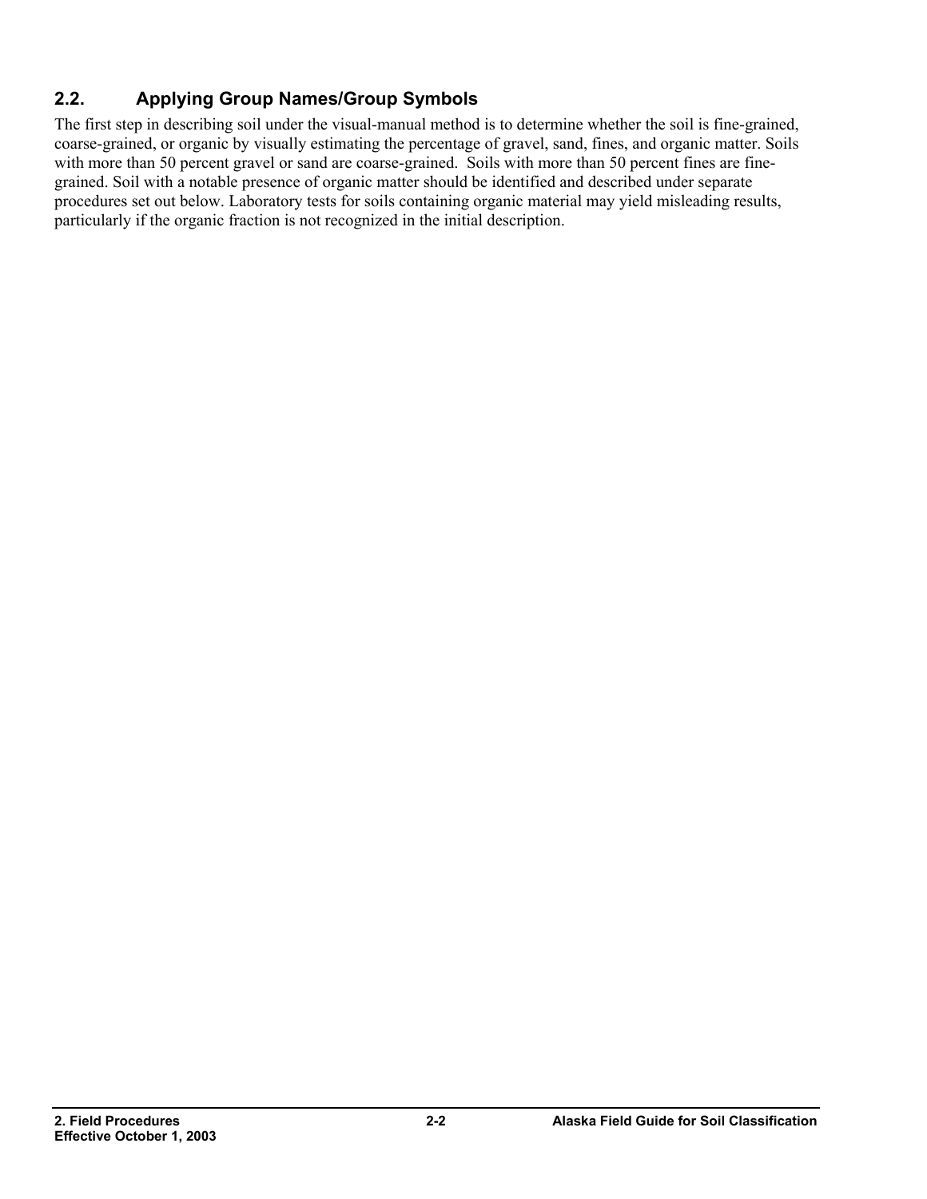## 2.2. Applying Group Names/Group Symbols

The first step in describing soil under the visual-manual method is to determine whether the soil is fine-grained, coarse-grained, or organic by visually estimating the percentage of gravel, sand, fines, and organic matter. Soils with more than 50 percent gravel or sand are coarse-grained. Soils with more than 50 percent fines are fine-grained. Soil with a notable presence of organic matter should be identified and described under separate procedures set out below. Laboratory tests for soils containing organic material may yield misleading results, particularly if the organic fraction is not recognized in the initial description.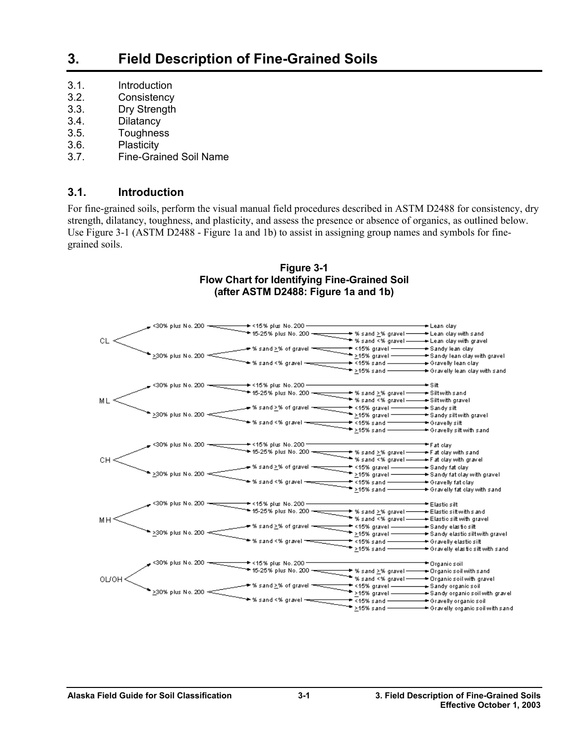# 3. Field Description of Fine-Grained Soils

3.1. Introduction
3.2. Consistency
3.3. Dry Strength
3.4. Dilatancy
3.5. Toughness
3.6. Plasticity
3.7. Fine-Grained Soil Name

## 3.1. Introduction

For fine-grained soils, perform the visual manual field procedures described in ASTM D2488 for consistency, dry strength, dilatancy, toughness, and plasticity, and assess the presence or absence of organics, as outlined below. Use Figure 3-1 (ASTM D2488 - Figure 1a and 1b) to assist in assigning group names and symbols for fine-grained soils.

**Figure 3-1**
**Flow Chart for Identifying Fine-Grained Soil**
**(after ASTM D2488: Figure 1a and 1b)**

| Group Symbol | | | | Group Name |
|---|---|---|---|---|
| CL | <30% plus No. 200 | <15% plus No. 200 | | Lean clay |
| | | 15-25% plus No. 200 | % sand ≥% gravel | Lean clay with sand |
| | | | % sand <% gravel | Lean clay with gravel |
| | ≥30% plus No. 200 | % sand ≥% of gravel | <15% gravel | Sandy lean clay |
| | | | ≥15% gravel | Sandy lean clay with gravel |
| | | % sand <% gravel | <15% sand | Gravelly lean clay |
| | | | ≥15% sand | Gravelly lean clay with sand |
| ML | <30% plus No. 200 | <15% plus No. 200 | | Silt |
| | | 15-25% plus No. 200 | % sand ≥% gravel | Silt with sand |
| | | | % sand <% gravel | Silt with gravel |
| | ≥30% plus No. 200 | % sand ≥% of gravel | <15% gravel | Sandy silt |
| | | | ≥15% gravel | Sandy silt with gravel |
| | | % sand <% gravel | <15% sand | Gravelly silt |
| | | | ≥15% sand | Gravelly silt with sand |
| CH | <30% plus No. 200 | <15% plus No. 200 | | Fat clay |
| | | 15-25% plus No. 200 | % sand ≥% gravel | Fat clay with sand |
| | | | % sand <% gravel | Fat clay with gravel |
| | ≥30% plus No. 200 | % sand ≥% of gravel | <15% gravel | Sandy fat clay |
| | | | ≥15% gravel | Sandy fat clay with gravel |
| | | % sand <% gravel | <15% sand | Gravelly fat clay |
| | | | ≥15% sand | Gravelly fat clay with sand |
| MH | <30% plus No. 200 | <15% plus No. 200 | | Elastic silt |
| | | 15-25% plus No. 200 | % sand ≥% gravel | Elastic silt with sand |
| | | | % sand <% gravel | Elastic silt with gravel |
| | ≥30% plus No. 200 | % sand ≥% of gravel | <15% gravel | Sandy elastic silt |
| | | | ≥15% gravel | Sandy elastic silt with gravel |
| | | % sand <% gravel | <15% sand | Gravelly elastic silt |
| | | | ≥15% sand | Gravelly elastic silt with sand |
| OL/OH | <30% plus No. 200 | <15% plus No. 200 | | Organic soil |
| | | 15-25% plus No. 200 | % sand ≥% gravel | Organic soil with sand |
| | | | % sand <% gravel | Organic soil with gravel |
| | ≥30% plus No. 200 | % sand ≥% of gravel | <15% gravel | Sandy organic soil |
| | | | ≥15% gravel | Sandy organic soil with gravel |
| | | % sand <% gravel | <15% sand | Gravelly organic soil |
| | | | ≥15% sand | Gravelly organic soil with sand |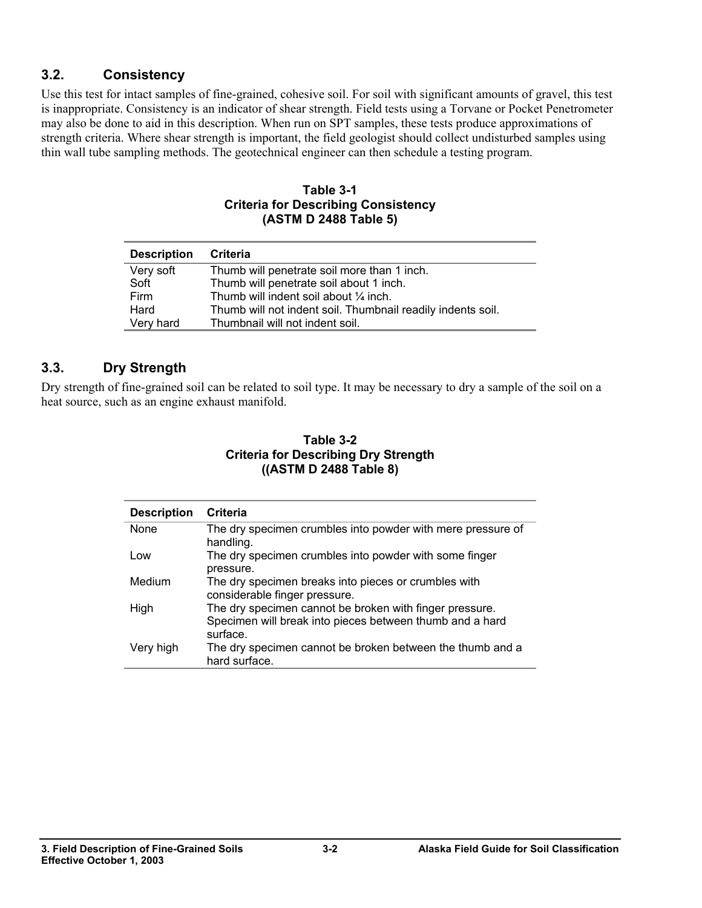## 3.2. Consistency

Use this test for intact samples of fine-grained, cohesive soil. For soil with significant amounts of gravel, this test is inappropriate. Consistency is an indicator of shear strength. Field tests using a Torvane or Pocket Penetrometer may also be done to aid in this description. When run on SPT samples, these tests produce approximations of strength criteria. Where shear strength is important, the field geologist should collect undisturbed samples using thin wall tube sampling methods. The geotechnical engineer can then schedule a testing program.

**Table 3-1**
**Criteria for Describing Consistency**
**(ASTM D 2488 Table 5)**

| Description | Criteria |
|---|---|
| Very soft | Thumb will penetrate soil more than 1 inch. |
| Soft | Thumb will penetrate soil about 1 inch. |
| Firm | Thumb will indent soil about ¼ inch. |
| Hard | Thumb will not indent soil. Thumbnail readily indents soil. |
| Very hard | Thumbnail will not indent soil. |

## 3.3. Dry Strength

Dry strength of fine-grained soil can be related to soil type. It may be necessary to dry a sample of the soil on a heat source, such as an engine exhaust manifold.

**Table 3-2**
**Criteria for Describing Dry Strength**
**((ASTM D 2488 Table 8)**

| Description | Criteria |
|---|---|
| None | The dry specimen crumbles into powder with mere pressure of handling. |
| Low | The dry specimen crumbles into powder with some finger pressure. |
| Medium | The dry specimen breaks into pieces or crumbles with considerable finger pressure. |
| High | The dry specimen cannot be broken with finger pressure. Specimen will break into pieces between thumb and a hard surface. |
| Very high | The dry specimen cannot be broken between the thumb and a hard surface. |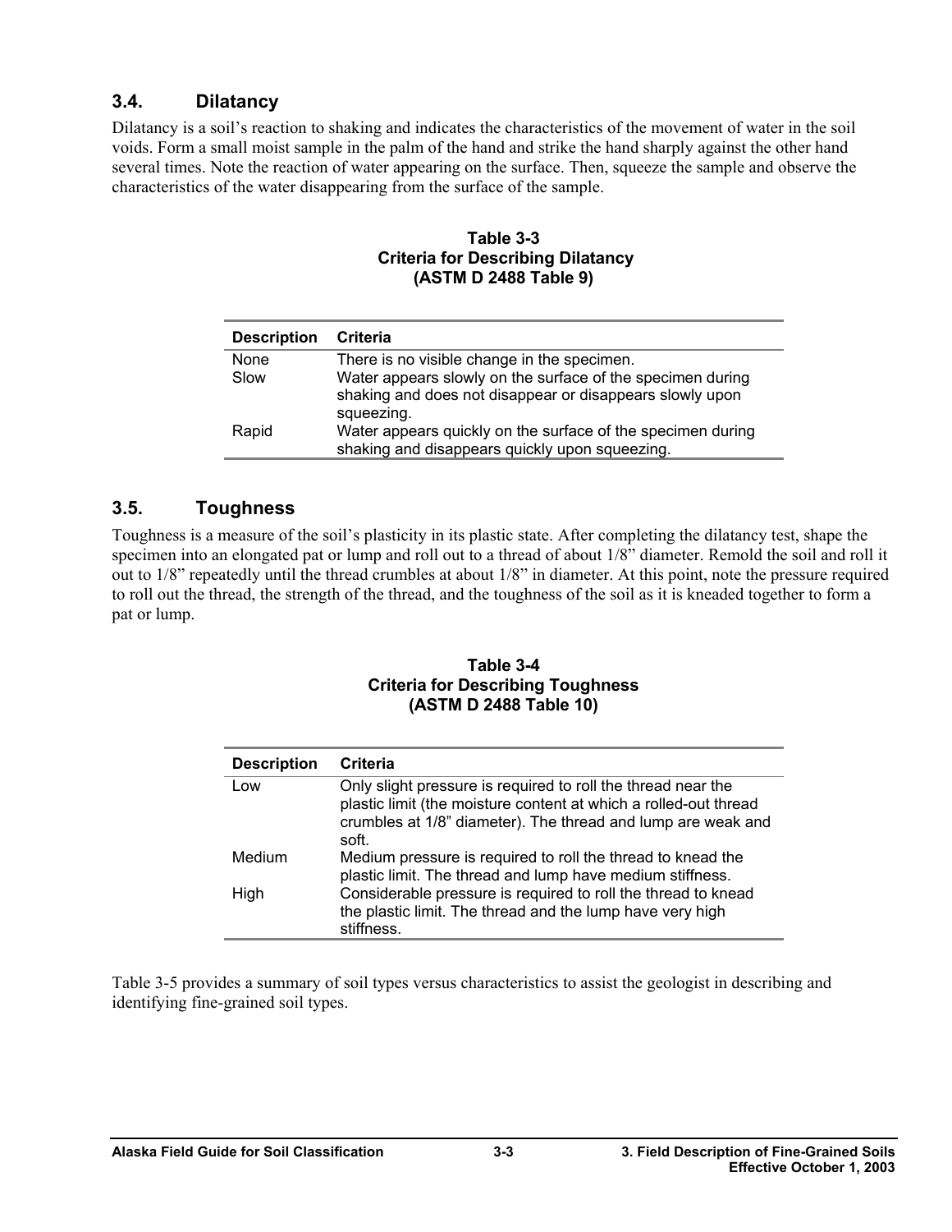## 3.4. Dilatancy

Dilatancy is a soil's reaction to shaking and indicates the characteristics of the movement of water in the soil voids. Form a small moist sample in the palm of the hand and strike the hand sharply against the other hand several times. Note the reaction of water appearing on the surface. Then, squeeze the sample and observe the characteristics of the water disappearing from the surface of the sample.

**Table 3-3**
**Criteria for Describing Dilatancy**
**(ASTM D 2488 Table 9)**

| Description | Criteria |
|---|---|
| None | There is no visible change in the specimen. |
| Slow | Water appears slowly on the surface of the specimen during shaking and does not disappear or disappears slowly upon squeezing. |
| Rapid | Water appears quickly on the surface of the specimen during shaking and disappears quickly upon squeezing. |

## 3.5. Toughness

Toughness is a measure of the soil's plasticity in its plastic state. After completing the dilatancy test, shape the specimen into an elongated pat or lump and roll out to a thread of about 1/8" diameter. Remold the soil and roll it out to 1/8" repeatedly until the thread crumbles at about 1/8" in diameter. At this point, note the pressure required to roll out the thread, the strength of the thread, and the toughness of the soil as it is kneaded together to form a pat or lump.

**Table 3-4**
**Criteria for Describing Toughness**
**(ASTM D 2488 Table 10)**

| Description | Criteria |
|---|---|
| Low | Only slight pressure is required to roll the thread near the plastic limit (the moisture content at which a rolled-out thread crumbles at 1/8" diameter). The thread and lump are weak and soft. |
| Medium | Medium pressure is required to roll the thread to knead the plastic limit. The thread and lump have medium stiffness. |
| High | Considerable pressure is required to roll the thread to knead the plastic limit. The thread and the lump have very high stiffness. |

Table 3-5 provides a summary of soil types versus characteristics to assist the geologist in describing and identifying fine-grained soil types.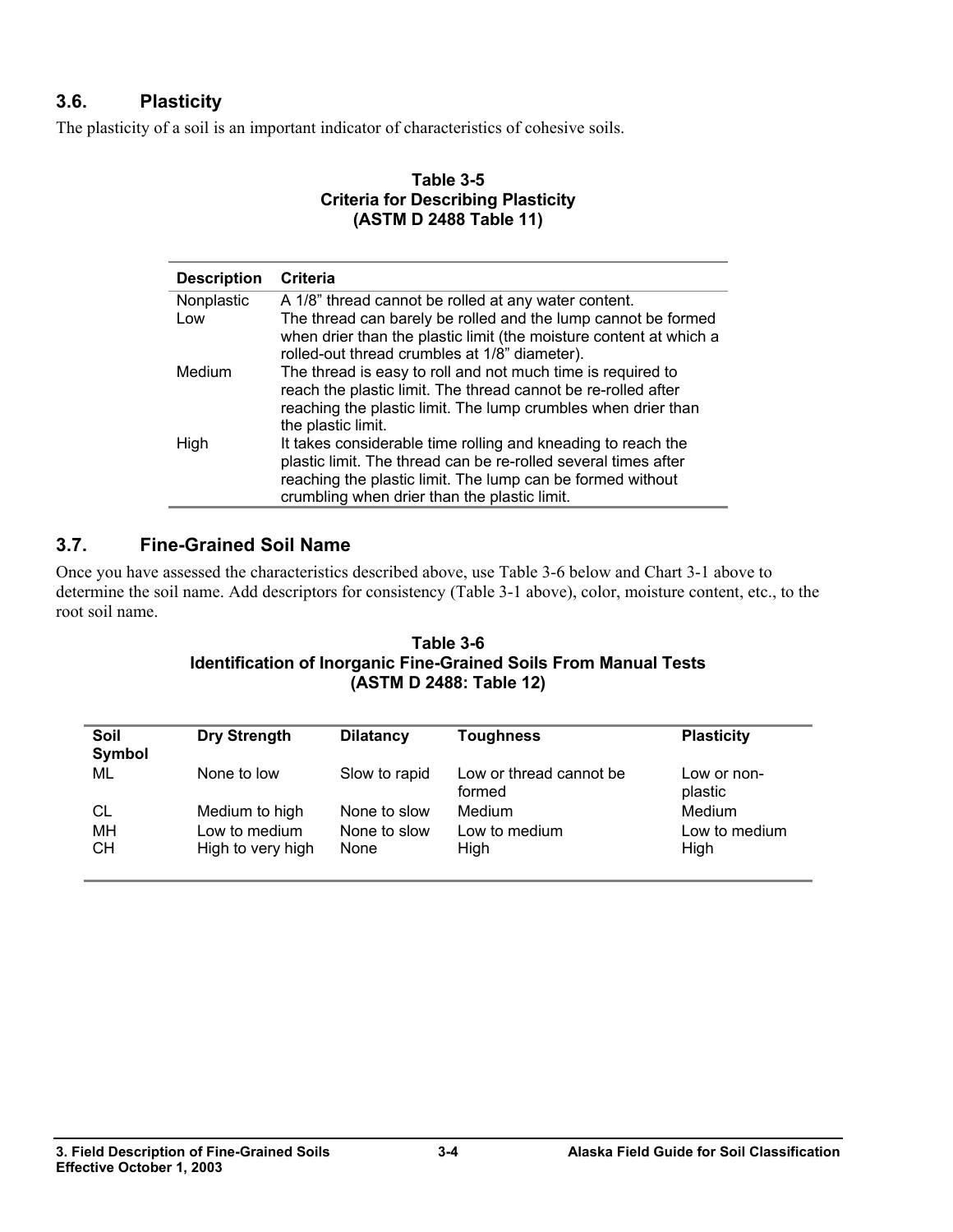## 3.6. Plasticity

The plasticity of a soil is an important indicator of characteristics of cohesive soils.

**Table 3-5**
**Criteria for Describing Plasticity**
**(ASTM D 2488 Table 11)**

| Description | Criteria |
|---|---|
| Nonplastic | A 1/8" thread cannot be rolled at any water content. |
| Low | The thread can barely be rolled and the lump cannot be formed when drier than the plastic limit (the moisture content at which a rolled-out thread crumbles at 1/8" diameter). |
| Medium | The thread is easy to roll and not much time is required to reach the plastic limit. The thread cannot be re-rolled after reaching the plastic limit. The lump crumbles when drier than the plastic limit. |
| High | It takes considerable time rolling and kneading to reach the plastic limit. The thread can be re-rolled several times after reaching the plastic limit. The lump can be formed without crumbling when drier than the plastic limit. |

## 3.7. Fine-Grained Soil Name

Once you have assessed the characteristics described above, use Table 3-6 below and Chart 3-1 above to determine the soil name. Add descriptors for consistency (Table 3-1 above), color, moisture content, etc., to the root soil name.

**Table 3-6**
**Identification of Inorganic Fine-Grained Soils From Manual Tests**
**(ASTM D 2488: Table 12)**

| Soil Symbol | Dry Strength | Dilatancy | Toughness | Plasticity |
|---|---|---|---|---|
| ML | None to low | Slow to rapid | Low or thread cannot be formed | Low or non-plastic |
| CL | Medium to high | None to slow | Medium | Medium |
| MH | Low to medium | None to slow | Low to medium | Low to medium |
| CH | High to very high | None | High | High |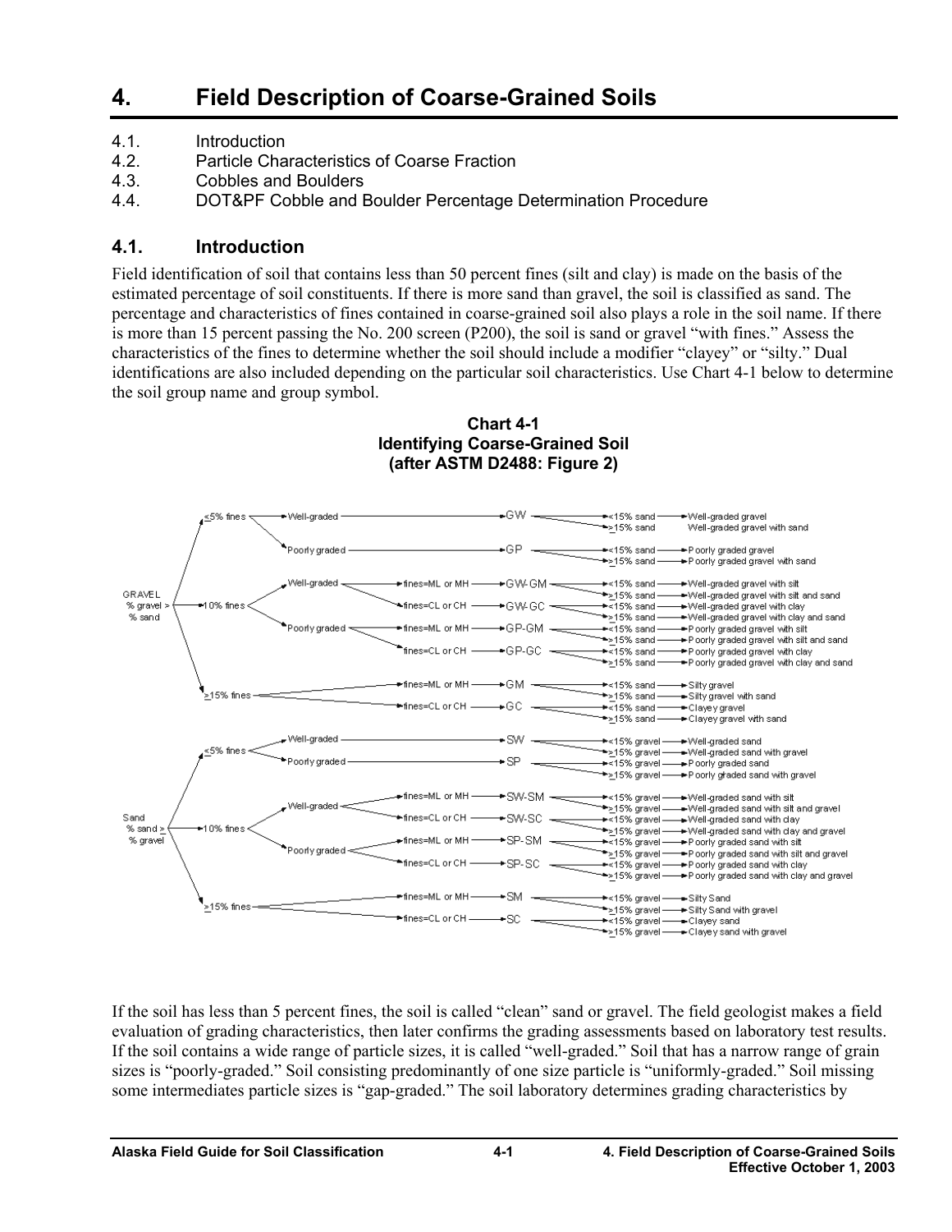# 4. Field Description of Coarse-Grained Soils

4.1. Introduction
4.2. Particle Characteristics of Coarse Fraction
4.3. Cobbles and Boulders
4.4. DOT&PF Cobble and Boulder Percentage Determination Procedure

## 4.1. Introduction

Field identification of soil that contains less than 50 percent fines (silt and clay) is made on the basis of the estimated percentage of soil constituents. If there is more sand than gravel, the soil is classified as sand. The percentage and characteristics of fines contained in coarse-grained soil also plays a role in the soil name. If there is more than 15 percent passing the No. 200 screen (P200), the soil is sand or gravel "with fines." Assess the characteristics of the fines to determine whether the soil should include a modifier "clayey" or "silty." Dual identifications are also included depending on the particular soil characteristics. Use Chart 4-1 below to determine the soil group name and group symbol.

**Chart 4-1**
**Identifying Coarse-Grained Soil**
**(after ASTM D2488: Figure 2)**

| Soil | Fines | Grading | Fines Type | Group Symbol | Sand/Gravel Content | Group Name |
|---|---|---|---|---|---|---|
| GRAVEL % gravel > % sand | ≤5% fines | Well-graded | | GW | <15% sand | Well-graded gravel |
| | | | | | ≥15% sand | Well-graded gravel with sand |
| | | Poorly graded | | GP | <15% sand | Poorly graded gravel |
| | | | | | ≥15% sand | Poorly graded gravel with sand |
| | 10% fines | Well-graded | fines=ML or MH | GW-GM | <15% sand | Well-graded gravel with silt |
| | | | | | ≥15% sand | Well-graded gravel with silt and sand |
| | | | fines=CL or CH | GW-GC | <15% sand | Well-graded gravel with clay |
| | | | | | ≥15% sand | Well-graded gravel with clay and sand |
| | | Poorly graded | fines=ML or MH | GP-GM | <15% sand | Poorly graded gravel with silt |
| | | | | | ≥15% sand | Poorly graded gravel with silt and sand |
| | | | fines=CL or CH | GP-GC | <15% sand | Poorly graded gravel with clay |
| | | | | | ≥15% sand | Poorly graded gravel with clay and sand |
| | ≥15% fines | | fines=ML or MH | GM | <15% sand | Silty gravel |
| | | | | | ≥15% sand | Silty gravel with sand |
| | | | fines=CL or CH | GC | <15% sand | Clayey gravel |
| | | | | | ≥15% sand | Clayey gravel with sand |
| Sand % sand ≥ % gravel | ≤5% fines | Well-graded | | SW | <15% gravel | Well-graded sand |
| | | | | | ≥15% gravel | Well-graded sand with gravel |
| | | Poorly graded | | SP | <15% gravel | Poorly graded sand |
| | | | | | ≥15% gravel | Poorly graded sand with gravel |
| | 10% fines | Well-graded | fines=ML or MH | SW-SM | <15% gravel | Well-graded sand with silt |
| | | | | | ≥15% gravel | Well-graded sand with silt and gravel |
| | | | fines=CL or CH | SW-SC | <15% gravel | Well-graded sand with clay |
| | | | | | ≥15% gravel | Well-graded sand with clay and gravel |
| | | Poorly graded | fines=ML or MH | SP-SM | <15% gravel | Poorly graded sand with silt |
| | | | | | ≥15% gravel | Poorly graded sand with silt and gravel |
| | | | fines=CL or CH | SP-SC | <15% gravel | Poorly graded sand with clay |
| | | | | | ≥15% gravel | Poorly graded sand with clay and gravel |
| | ≥15% fines | | fines=ML or MH | SM | <15% gravel | Silty Sand |
| | | | | | ≥15% gravel | Silty Sand with gravel |
| | | | fines=CL or CH | SC | <15% gravel | Clayey sand |
| | | | | | ≥15% gravel | Clayey sand with gravel |

If the soil has less than 5 percent fines, the soil is called "clean" sand or gravel. The field geologist makes a field evaluation of grading characteristics, then later confirms the grading assessments based on laboratory test results. If the soil contains a wide range of particle sizes, it is called "well-graded." Soil that has a narrow range of grain sizes is "poorly-graded." Soil consisting predominantly of one size particle is "uniformly-graded." Soil missing some intermediates particle sizes is "gap-graded." The soil laboratory determines grading characteristics by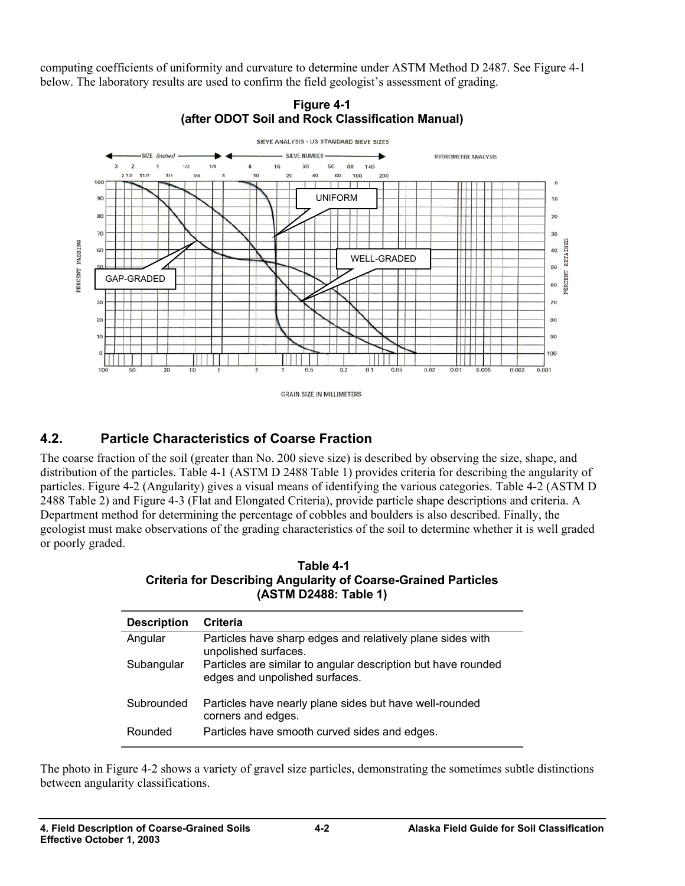computing coefficients of uniformity and curvature to determine under ASTM Method D 2487. See Figure 4-1 below. The laboratory results are used to confirm the field geologist's assessment of grading.

**Figure 4-1**
**(after ODOT Soil and Rock Classification Manual)**

## 4.2. Particle Characteristics of Coarse Fraction

The coarse fraction of the soil (greater than No. 200 sieve size) is described by observing the size, shape, and distribution of the particles. Table 4-1 (ASTM D 2488 Table 1) provides criteria for describing the angularity of particles. Figure 4-2 (Angularity) gives a visual means of identifying the various categories. Table 4-2 (ASTM D 2488 Table 2) and Figure 4-3 (Flat and Elongated Criteria), provide particle shape descriptions and criteria. A Department method for determining the percentage of cobbles and boulders is also described. Finally, the geologist must make observations of the grading characteristics of the soil to determine whether it is well graded or poorly graded.

**Table 4-1**
**Criteria for Describing Angularity of Coarse-Grained Particles**
**(ASTM D2488: Table 1)**

| Description | Criteria |
|---|---|
| Angular | Particles have sharp edges and relatively plane sides with unpolished surfaces. |
| Subangular | Particles are similar to angular description but have rounded edges and unpolished surfaces. |
| Subrounded | Particles have nearly plane sides but have well-rounded corners and edges. |
| Rounded | Particles have smooth curved sides and edges. |

The photo in Figure 4-2 shows a variety of gravel size particles, demonstrating the sometimes subtle distinctions between angularity classifications.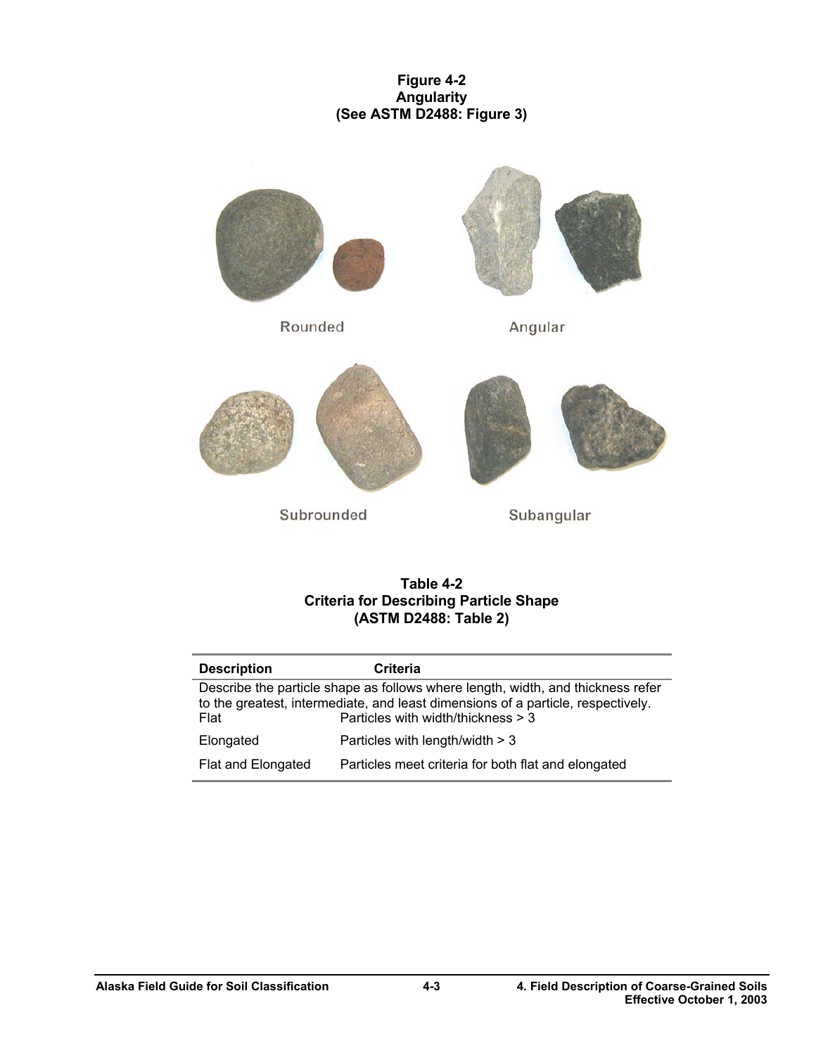**Figure 4-2**
**Angularity**
**(See ASTM D2488: Figure 3)**

Rounded

Angular

Subrounded

Subangular

**Table 4-2**
**Criteria for Describing Particle Shape**
**(ASTM D2488: Table 2)**

| Description | Criteria |
|---|---|
| Describe the particle shape as follows where length, width, and thickness refer to the greatest, intermediate, and least dimensions of a particle, respectively. | |
| Flat | Particles with width/thickness > 3 |
| Elongated | Particles with length/width > 3 |
| Flat and Elongated | Particles meet criteria for both flat and elongated |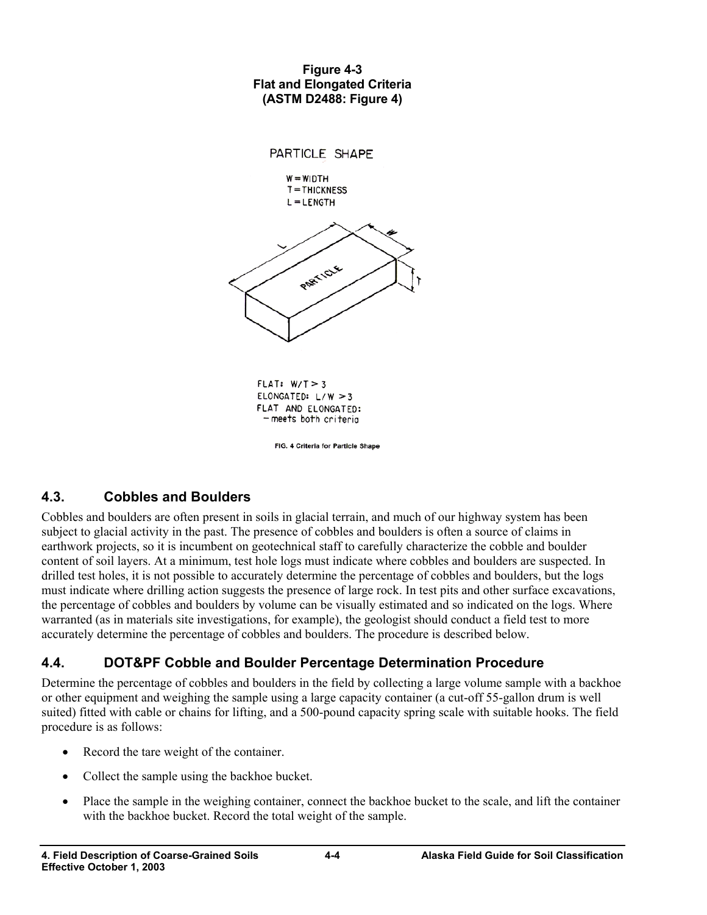**Figure 4-3**
**Flat and Elongated Criteria**
**(ASTM D2488: Figure 4)**

PARTICLE SHAPE

W = WIDTH
T = THICKNESS
L = LENGTH

FLAT: $W/T > 3$
ELONGATED: $L/W > 3$
FLAT AND ELONGATED:
– meets both criteria

FIG. 4 Criteria for Particle Shape

## 4.3. Cobbles and Boulders

Cobbles and boulders are often present in soils in glacial terrain, and much of our highway system has been subject to glacial activity in the past. The presence of cobbles and boulders is often a source of claims in earthwork projects, so it is incumbent on geotechnical staff to carefully characterize the cobble and boulder content of soil layers. At a minimum, test hole logs must indicate where cobbles and boulders are suspected. In drilled test holes, it is not possible to accurately determine the percentage of cobbles and boulders, but the logs must indicate where drilling action suggests the presence of large rock. In test pits and other surface excavations, the percentage of cobbles and boulders by volume can be visually estimated and so indicated on the logs. Where warranted (as in materials site investigations, for example), the geologist should conduct a field test to more accurately determine the percentage of cobbles and boulders. The procedure is described below.

## 4.4. DOT&PF Cobble and Boulder Percentage Determination Procedure

Determine the percentage of cobbles and boulders in the field by collecting a large volume sample with a backhoe or other equipment and weighing the sample using a large capacity container (a cut-off 55-gallon drum is well suited) fitted with cable or chains for lifting, and a 500-pound capacity spring scale with suitable hooks. The field procedure is as follows:

- Record the tare weight of the container.
- Collect the sample using the backhoe bucket.
- Place the sample in the weighing container, connect the backhoe bucket to the scale, and lift the container with the backhoe bucket. Record the total weight of the sample.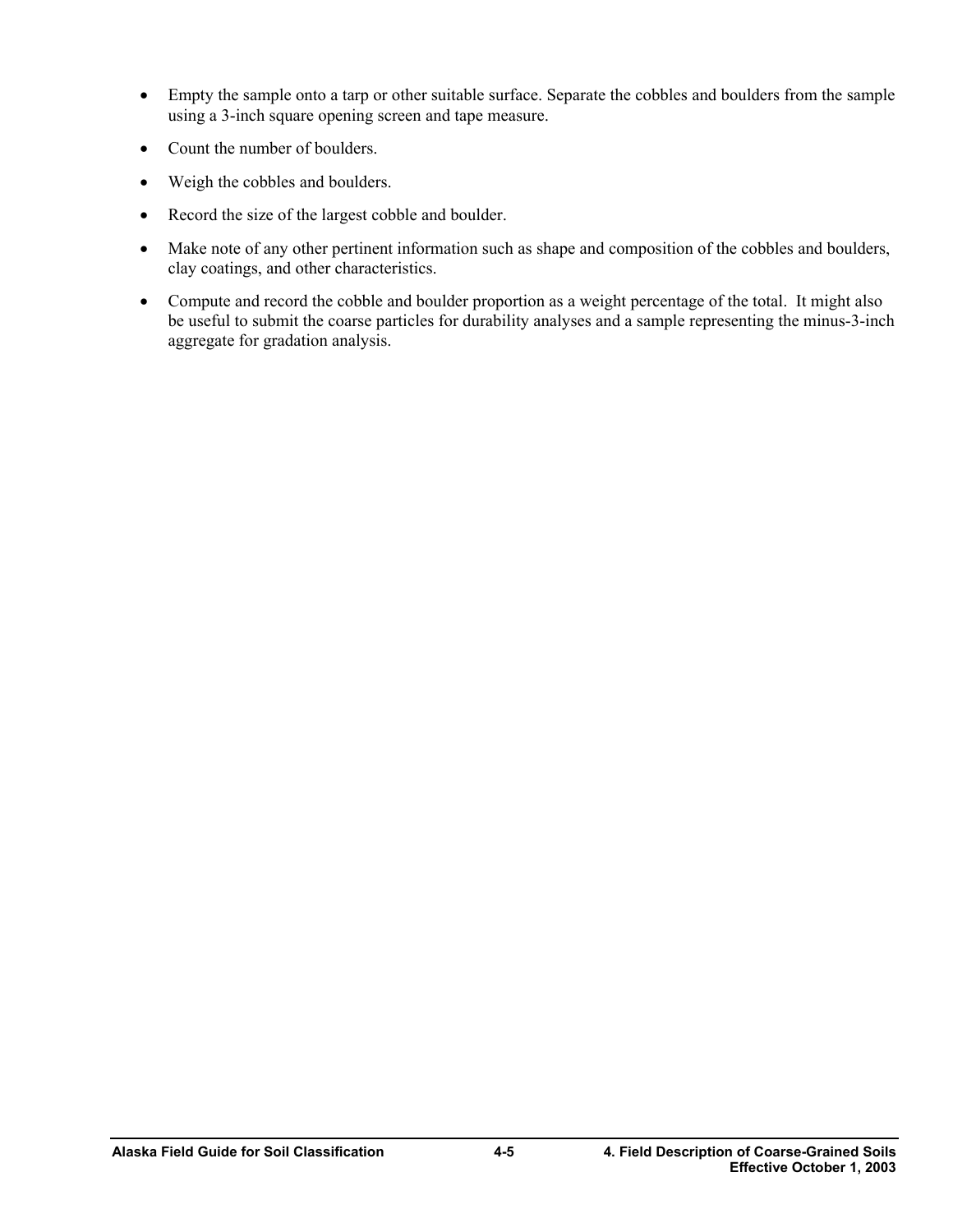- Empty the sample onto a tarp or other suitable surface. Separate the cobbles and boulders from the sample using a 3-inch square opening screen and tape measure.
- Count the number of boulders.
- Weigh the cobbles and boulders.
- Record the size of the largest cobble and boulder.
- Make note of any other pertinent information such as shape and composition of the cobbles and boulders, clay coatings, and other characteristics.
- Compute and record the cobble and boulder proportion as a weight percentage of the total. It might also be useful to submit the coarse particles for durability analyses and a sample representing the minus-3-inch aggregate for gradation analysis.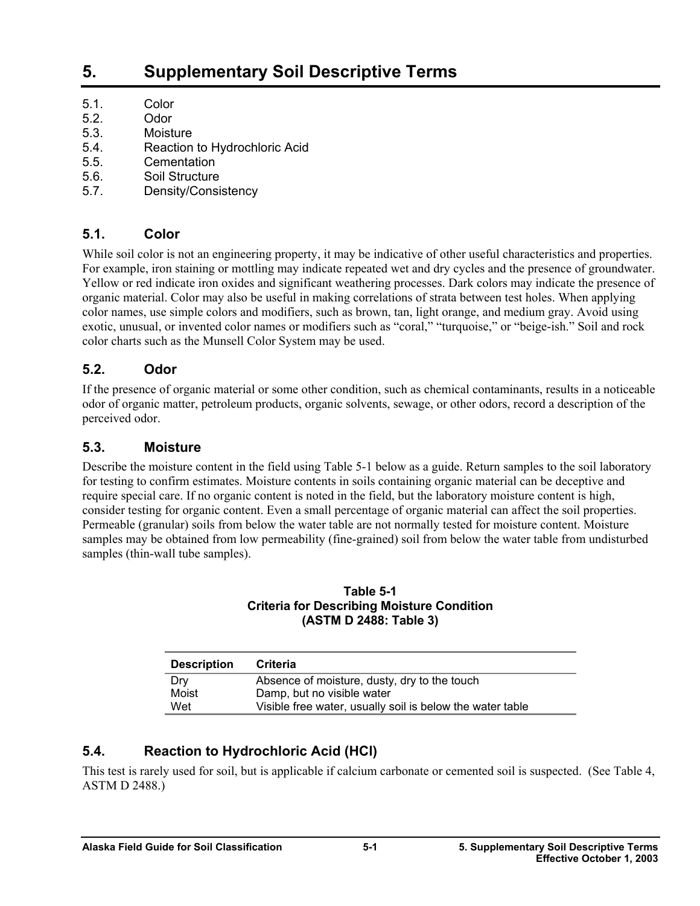# 5. Supplementary Soil Descriptive Terms

5.1. Color
5.2. Odor
5.3. Moisture
5.4. Reaction to Hydrochloric Acid
5.5. Cementation
5.6. Soil Structure
5.7. Density/Consistency

## 5.1. Color

While soil color is not an engineering property, it may be indicative of other useful characteristics and properties. For example, iron staining or mottling may indicate repeated wet and dry cycles and the presence of groundwater. Yellow or red indicate iron oxides and significant weathering processes. Dark colors may indicate the presence of organic material. Color may also be useful in making correlations of strata between test holes. When applying color names, use simple colors and modifiers, such as brown, tan, light orange, and medium gray. Avoid using exotic, unusual, or invented color names or modifiers such as "coral," "turquoise," or "beige-ish." Soil and rock color charts such as the Munsell Color System may be used.

## 5.2. Odor

If the presence of organic material or some other condition, such as chemical contaminants, results in a noticeable odor of organic matter, petroleum products, organic solvents, sewage, or other odors, record a description of the perceived odor.

## 5.3. Moisture

Describe the moisture content in the field using Table 5-1 below as a guide. Return samples to the soil laboratory for testing to confirm estimates. Moisture contents in soils containing organic material can be deceptive and require special care. If no organic content is noted in the field, but the laboratory moisture content is high, consider testing for organic content. Even a small percentage of organic material can affect the soil properties. Permeable (granular) soils from below the water table are not normally tested for moisture content. Moisture samples may be obtained from low permeability (fine-grained) soil from below the water table from undisturbed samples (thin-wall tube samples).

**Table 5-1**
**Criteria for Describing Moisture Condition**
**(ASTM D 2488: Table 3)**

| Description | Criteria |
|---|---|
| Dry | Absence of moisture, dusty, dry to the touch |
| Moist | Damp, but no visible water |
| Wet | Visible free water, usually soil is below the water table |

## 5.4. Reaction to Hydrochloric Acid (HCl)

This test is rarely used for soil, but is applicable if calcium carbonate or cemented soil is suspected. (See Table 4, ASTM D 2488.)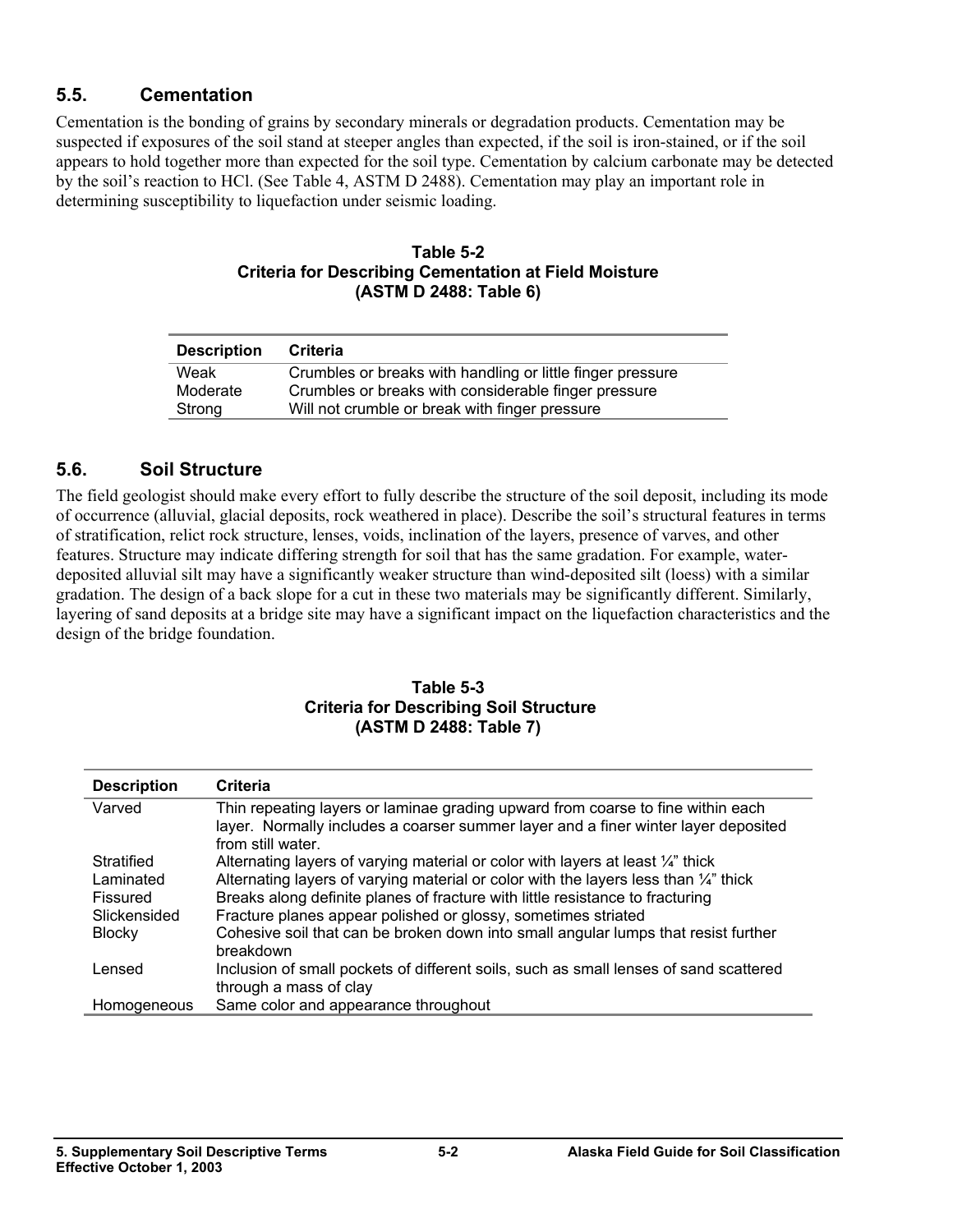## 5.5. Cementation

Cementation is the bonding of grains by secondary minerals or degradation products. Cementation may be suspected if exposures of the soil stand at steeper angles than expected, if the soil is iron-stained, or if the soil appears to hold together more than expected for the soil type. Cementation by calcium carbonate may be detected by the soil's reaction to HCl. (See Table 4, ASTM D 2488). Cementation may play an important role in determining susceptibility to liquefaction under seismic loading.

**Table 5-2**
**Criteria for Describing Cementation at Field Moisture**
**(ASTM D 2488: Table 6)**

| Description | Criteria |
|---|---|
| Weak | Crumbles or breaks with handling or little finger pressure |
| Moderate | Crumbles or breaks with considerable finger pressure |
| Strong | Will not crumble or break with finger pressure |

## 5.6. Soil Structure

The field geologist should make every effort to fully describe the structure of the soil deposit, including its mode of occurrence (alluvial, glacial deposits, rock weathered in place). Describe the soil's structural features in terms of stratification, relict rock structure, lenses, voids, inclination of the layers, presence of varves, and other features. Structure may indicate differing strength for soil that has the same gradation. For example, water-deposited alluvial silt may have a significantly weaker structure than wind-deposited silt (loess) with a similar gradation. The design of a back slope for a cut in these two materials may be significantly different. Similarly, layering of sand deposits at a bridge site may have a significant impact on the liquefaction characteristics and the design of the bridge foundation.

**Table 5-3**
**Criteria for Describing Soil Structure**
**(ASTM D 2488: Table 7)**

| Description | Criteria |
|---|---|
| Varved | Thin repeating layers or laminae grading upward from coarse to fine within each layer. Normally includes a coarser summer layer and a finer winter layer deposited from still water. |
| Stratified | Alternating layers of varying material or color with layers at least ¼" thick |
| Laminated | Alternating layers of varying material or color with the layers less than ¼" thick |
| Fissured | Breaks along definite planes of fracture with little resistance to fracturing |
| Slickensided | Fracture planes appear polished or glossy, sometimes striated |
| Blocky | Cohesive soil that can be broken down into small angular lumps that resist further breakdown |
| Lensed | Inclusion of small pockets of different soils, such as small lenses of sand scattered through a mass of clay |
| Homogeneous | Same color and appearance throughout |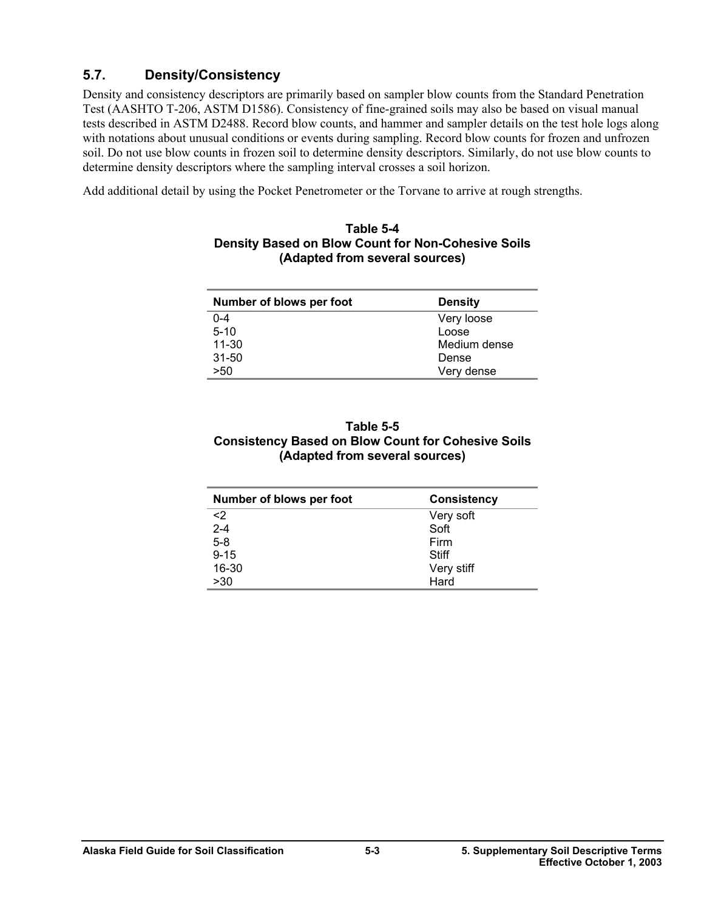## 5.7. Density/Consistency

Density and consistency descriptors are primarily based on sampler blow counts from the Standard Penetration Test (AASHTO T-206, ASTM D1586). Consistency of fine-grained soils may also be based on visual manual tests described in ASTM D2488. Record blow counts, and hammer and sampler details on the test hole logs along with notations about unusual conditions or events during sampling. Record blow counts for frozen and unfrozen soil. Do not use blow counts in frozen soil to determine density descriptors. Similarly, do not use blow counts to determine density descriptors where the sampling interval crosses a soil horizon.

Add additional detail by using the Pocket Penetrometer or the Torvane to arrive at rough strengths.

**Table 5-4**
**Density Based on Blow Count for Non-Cohesive Soils**
**(Adapted from several sources)**

| Number of blows per foot | Density |
|---|---|
| 0-4 | Very loose |
| 5-10 | Loose |
| 11-30 | Medium dense |
| 31-50 | Dense |
| >50 | Very dense |

**Table 5-5**
**Consistency Based on Blow Count for Cohesive Soils**
**(Adapted from several sources)**

| Number of blows per foot | Consistency |
|---|---|
| <2 | Very soft |
| 2-4 | Soft |
| 5-8 | Firm |
| 9-15 | Stiff |
| 16-30 | Very stiff |
| >30 | Hard |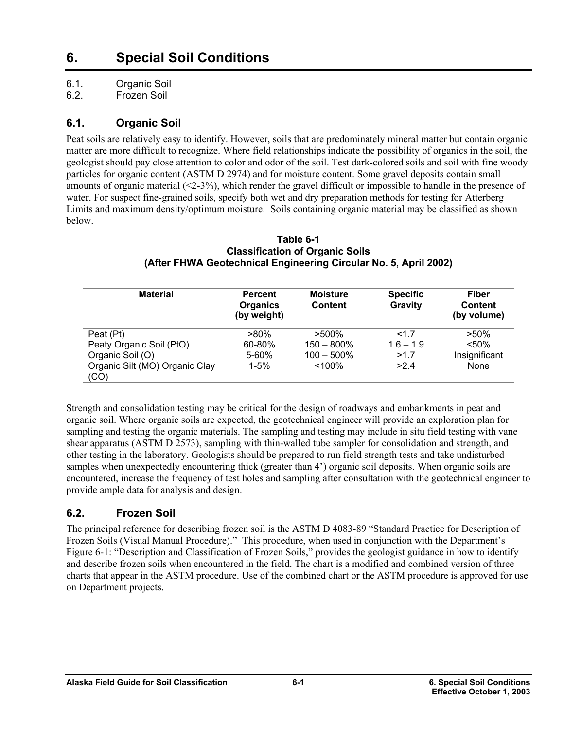# 6. Special Soil Conditions

6.1. Organic Soil
6.2. Frozen Soil

## 6.1. Organic Soil

Peat soils are relatively easy to identify. However, soils that are predominately mineral matter but contain organic matter are more difficult to recognize. Where field relationships indicate the possibility of organics in the soil, the geologist should pay close attention to color and odor of the soil. Test dark-colored soils and soil with fine woody particles for organic content (ASTM D 2974) and for moisture content. Some gravel deposits contain small amounts of organic material (<2-3%), which render the gravel difficult or impossible to handle in the presence of water. For suspect fine-grained soils, specify both wet and dry preparation methods for testing for Atterberg Limits and maximum density/optimum moisture. Soils containing organic material may be classified as shown below.

**Table 6-1**
**Classification of Organic Soils**
**(After FHWA Geotechnical Engineering Circular No. 5, April 2002)**

| Material | Percent Organics (by weight) | Moisture Content | Specific Gravity | Fiber Content (by volume) |
|---|---|---|---|---|
| Peat (Pt) | >80% | >500% | <1.7 | >50% |
| Peaty Organic Soil (PtO) | 60-80% | 150 – 800% | 1.6 – 1.9 | <50% |
| Organic Soil (O) | 5-60% | 100 – 500% | >1.7 | Insignificant |
| Organic Silt (MO) Organic Clay (CO) | 1-5% | <100% | >2.4 | None |

Strength and consolidation testing may be critical for the design of roadways and embankments in peat and organic soil. Where organic soils are expected, the geotechnical engineer will provide an exploration plan for sampling and testing the organic materials. The sampling and testing may include in situ field testing with vane shear apparatus (ASTM D 2573), sampling with thin-walled tube sampler for consolidation and strength, and other testing in the laboratory. Geologists should be prepared to run field strength tests and take undisturbed samples when unexpectedly encountering thick (greater than 4') organic soil deposits. When organic soils are encountered, increase the frequency of test holes and sampling after consultation with the geotechnical engineer to provide ample data for analysis and design.

## 6.2. Frozen Soil

The principal reference for describing frozen soil is the ASTM D 4083-89 "Standard Practice for Description of Frozen Soils (Visual Manual Procedure)." This procedure, when used in conjunction with the Department's Figure 6-1: "Description and Classification of Frozen Soils," provides the geologist guidance in how to identify and describe frozen soils when encountered in the field. The chart is a modified and combined version of three charts that appear in the ASTM procedure. Use of the combined chart or the ASTM procedure is approved for use on Department projects.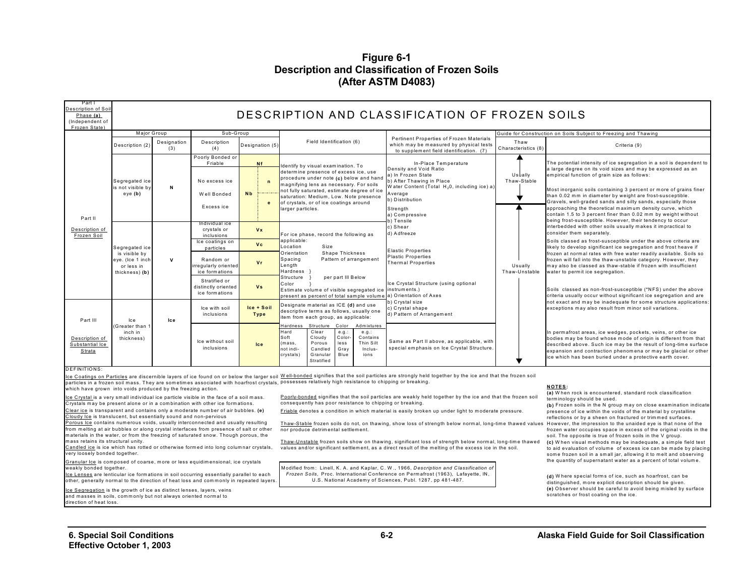# Figure 6-1
## Description and Classification of Frozen Soils
## (After ASTM D4083)

| Part I Description of Soil Phase **(a)** (Independent of Frozen State) | DESCRIPTION AND CLASSIFICATION OF FROZEN SOILS | | | | | | | | |
|---|---|---|---|---|---|---|---|---|---|
| | Major Group | | Sub-Group | | | | | Guide for Construction on Soils Subject to Freezing and Thawing | |
| | Description (2) | Designation (3) | Description (4) | Designation (5) | Field Identification (6) | Pertinent Properties of Frozen Materials which may be measured by physical tests to supplement field identification. (7) | | Thaw Characteristics (8) | Criteria (9) |
| Part II Description of Frozen Soil | Segregated ice is not visible by eye **(b)** | N | Poorly Bonded or Friable | Nf | Identify by visual examination. To determine presence of excess ice, use procedure under note **(c)** below and hand magnifying lens as necessary. For soils not fully saturated, estimate degree of ice saturation: Medium, Low. Note presence of crystals, or of ice coatings around larger particles. | In-Place Temperature<br>Density and Void Ratio<br>a) In Frozen State<br>b) After Thawing in Place<br>Water Content (Total $H_2O$, including ice) a) Average<br>b) Distribution<br>Strength<br>a) Compressive<br>b) Tensile<br>c) Shear<br>d) Adfreeze<br>Elastic Properties<br>Plastic Properties<br>Thermal Properties<br>Ice Crystal Structure (using optional instruments.)<br>a) Orientation of Axes<br>b) Crystal size<br>c) Crystal shape<br>d) Pattern of Arrangement | | Usually Thaw-Stable | The potential intensity of ice segregation in a soil is dependent to a large degree on its void sizes and may be expressed as an empirical function of grain size as follows:<br><br>Most inorganic soils containing 3 percent or more of grains finer than 0.02 mm in diameter by weight are frost-susceptible. Gravels, well-graded sands and silty sands, especially those approaching the theoretical maximum density curve, which contain 1.5 to 3 percent finer than 0.02 mm by weight without being frost-susceptible. However, their tendency to occur interbedded with other soils usually makes it impractical to consider them separately.<br><br>Soils classed as frost-susceptible under the above criteria are likely to develop significant ice segregation and frost heave if frozen at normal rates with free water readily available. Soils so frozen will fall into the thaw-unstable category. However, they may also be classed as thaw-stable if frozen with insufficient water to permit ice segregation.<br><br>Soils classed as non-frost-susceptible (*NFS) under the above criteria usually occur without significant ice segregation and are not exact and may be inadequate for some structure applications: exceptions may also result from minor soil variations. |
| | | | No excess ice | Nb n | | | | | |
| | | | Well Bonded | Nb | | | | | |
| | | | Excess ice | Nb e | | | | | |
| | Segregated ice is visible by eye. (Ice 1 inch or less in thickness) **(b)** | V | Individual ice crystals or inclusions | Vx | For ice phase, record the following as applicable:<br>Location / Size<br>Orientation / Shape Thickness<br>Spacing / Pattern of arrangement<br>Length<br>Hardness }<br>Structure } per part III Below<br>Color }<br>Estimate volume of visible segregated ice present as percent of total sample volume | | | Usually Thaw-Unstable | |
| | | | Ice coatings on particles | Vc | | | | | |
| | | | Random or irregularly oriented ice formations | Vr | | | | | |
| | | | Stratified or distinctly oriented ice formations | Vs | | | | | |
| Part III Description of Substantial Ice Strata | Ice (Greater than 1 inch in thickness) | Ice | Ice with soil inclusions | Ice + Soil Type | Designate material as ICE **(d)** and use descriptive terms as follows, usually one item from each group, as applicable:<br>Hardness: Hard, Soft (mass, not indi-crystals)<br>Structure: Clear, Cloudy, Porous, Candled, Granular, Stratified<br>Color: e.g.: Color-less, Gray, Blue<br>Admixtures: e.g.: Contains Thin Silt Inclus-ions | Same as Part II above, as applicable, with special emphasis on Ice Crystal Structure. | | | In permafrost areas, ice wedges, pockets, veins, or other ice bodies may be found whose mode of origin is different from that described above. Such ice may be the result of long-time surface expansion and contraction phenomena or may be glacial or other ice which has been buried under a protective earth cover. |
| | | | Ice without soil inclusions | Ice | | | | | |

DEFINITIONS:

Ice Coatings on Particles are discernible layers of ice found on or below the larger soil particles in a frozen soil mass. They are sometimes associated with hoarfrost crystals, which have grown into voids produced by the freezing action.

Ice Crystal is a very small individual ice particle visible in the face of a soil mass. Crystals may be present alone or in a combination with other ice formations.

Clear ice is transparent and contains only a moderate number of air bubbles. **(e)**

Cloudy Ice is translucent, but essentially sound and non-pervious

Porous Ice contains numerous voids, usually interconnected and usually resulting from melting at air bubbles or along crystal interfaces from presence of salt or other materials in the water, or from the freezing of saturated snow. Though porous, the mass retains its structural unity.

Candled ice is ice which has rotted or otherwise formed into long columnar crystals, very loosely bonded together.

Granular Ice is composed of coarse, more or less equidimensional, ice crystals weakly bonded together.

Ice Lenses are lenticular ice formations in soil occurring essentially parallel to each other, generally normal to the direction of heat loss and commonly in repeated layers.

Ice Segregation is the growth of ice as distinct lenses, layers, veins and masses in soils, commonly but not always oriented normal to direction of heat loss.

Well-bonded signifies that the soil particles are strongly held together by the ice and that the frozen soil possesses relatively high resistance to chipping or breaking.

Poorly-bonded signifies that the soil particles are weakly held together by the ice and that the frozen soil consequently has poor resistance to chipping or breaking.

Friable denotes a condition in which material is easily broken up under light to moderate pressure.

Thaw-Stable frozen soils do not, on thawing, show loss of strength below normal, long-time thawed values nor produce detrimental settlement.

Thaw-Unstable frozen soils show on thawing, significant loss of strength below normal, long-time thawed values and/or significant settlement, as a direct result of the melting of the excess ice in the soil.

Modified from: Linell, K. A. and Kaplar, C. W., 1966, *Description and Classification of Frozen Soils*, Proc. International Conference on Permafrost (1963), Lafayette, IN, U.S. National Academy of Sciences, Publ. 1287, pp 481-487.

**NOTES:**

**(a)** When rock is encountered, standard rock classification terminology should be used.

**(b)** Frozen soils in the N group may on close examination indicate presence of ice within the voids of the material by crystalline reflections or by a sheen on fractured or trimmed surfaces. However, the impression to the unaided eye is that none of the frozen water occupies space in excess of the original voids in the soil. The opposite is true of frozen soils in the V group.

**(c)** When visual methods may be inadequate, a simple field test to aid evaluation of volume of excess ice can be made by placing some frozen soil in a small jar, allowing it to melt and observing the quantity of supernatant water as a percent of total volume.

**(d)** Where special forms of ice, such as hoarfrost, can be distinguished, more explicit description should be given.

**(e)** Observer should be careful to avoid being misled by surface scratches or frost coating on the ice.